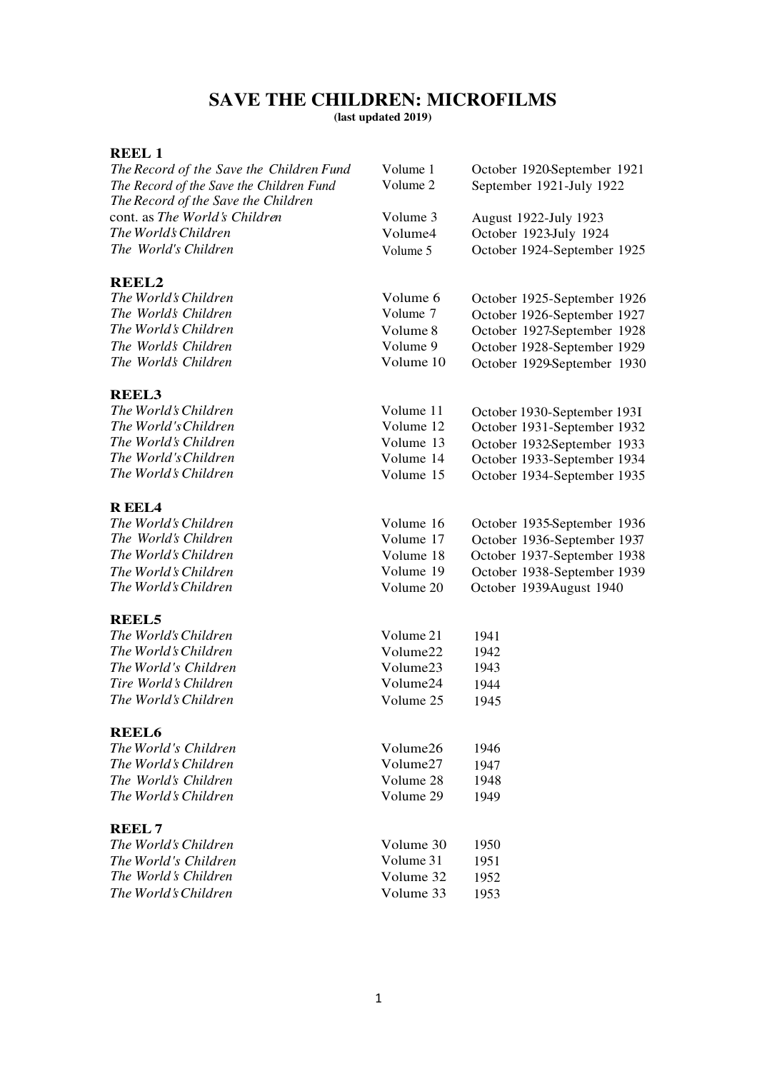# SAVE THE CHILDREN: MICROFILMS

**(last updated 2019)**

**REEL 1**

| | | |
|---|---|---|
| *The Record of the Save the Children Fund* | Volume 1 | October 1920-September 1921 |
| *The Record of the Save the Children Fund* | Volume 2 | September 1921-July 1922 |
| *The Record of the Save the Children* cont. as *The World's Children* | Volume 3 | August 1922-July 1923 |
| *The World's Children* | Volume4 | October 1923-July 1924 |
| *The World's Children* | Volume 5 | October 1924-September 1925 |

**REEL2**

| | | |
|---|---|---|
| *The World's Children* | Volume 6 | October 1925-September 1926 |
| *The World's Children* | Volume 7 | October 1926-September 1927 |
| *The World's Children* | Volume 8 | October 1927-September 1928 |
| *The World's Children* | Volume 9 | October 1928-September 1929 |
| *The World's Children* | Volume 10 | October 1929-September 1930 |

**REEL3**

| | | |
|---|---|---|
| *The World's Children* | Volume 11 | October 1930-September 193I |
| *The World's Children* | Volume 12 | October 1931-September 1932 |
| *The World's Children* | Volume 13 | October 1932-September 1933 |
| *The World's Children* | Volume 14 | October 1933-September 1934 |
| *The World's Children* | Volume 15 | October 1934-September 1935 |

**R EEL4**

| | | |
|---|---|---|
| *The World's Children* | Volume 16 | October 1935-September 1936 |
| *The World's Children* | Volume 17 | October 1936-September 1937 |
| *The World's Children* | Volume 18 | October 1937-September 1938 |
| *The World's Children* | Volume 19 | October 1938-September 1939 |
| *The World's Children* | Volume 20 | October 1939-August 1940 |

**REEL5**

| | | |
|---|---|---|
| *The World's Children* | Volume 21 | 1941 |
| *The World's Children* | Volume22 | 1942 |
| *The World's Children* | Volume23 | 1943 |
| *Tire World's Children* | Volume24 | 1944 |
| *The World's Children* | Volume 25 | 1945 |

**REEL6**

| | | |
|---|---|---|
| *The World's Children* | Volume26 | 1946 |
| *The World's Children* | Volume27 | 1947 |
| *The World's Children* | Volume 28 | 1948 |
| *The World's Children* | Volume 29 | 1949 |

**REEL 7**

| | | |
|---|---|---|
| *The World's Children* | Volume 30 | 1950 |
| *The World's Children* | Volume 31 | 1951 |
| *The World's Children* | Volume 32 | 1952 |
| *The World's Children* | Volume 33 | 1953 |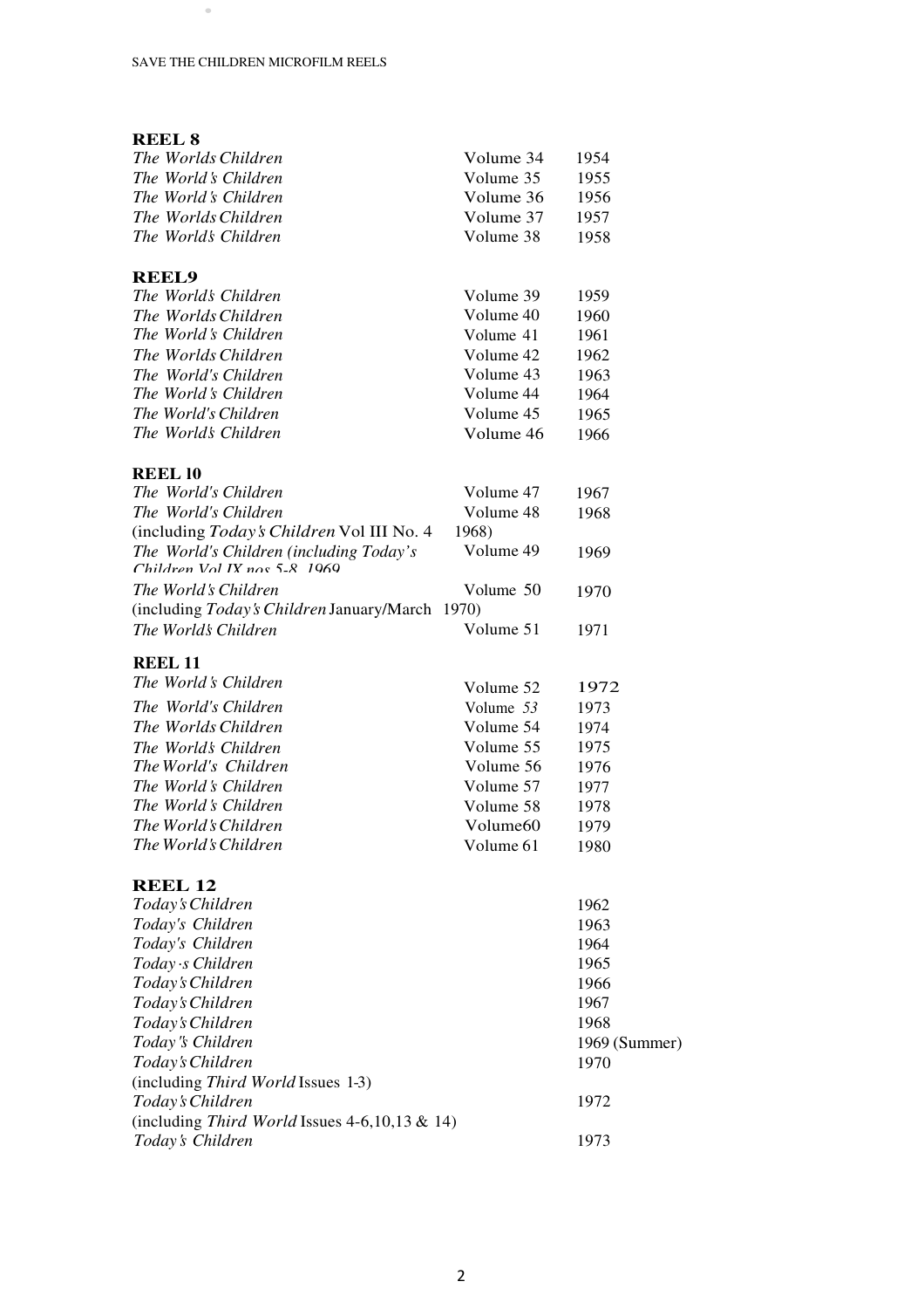## REEL 8

| | | |
|---|---|---|
| *The Worlds Children* | Volume 34 | 1954 |
| *The World's Children* | Volume 35 | 1955 |
| *The World's Children* | Volume 36 | 1956 |
| *The Worlds Children* | Volume 37 | 1957 |
| *The World's Children* | Volume 38 | 1958 |

## REEL9

| | | |
|---|---|---|
| *The World's Children* | Volume 39 | 1959 |
| *The Worlds Children* | Volume 40 | 1960 |
| *The World's Children* | Volume 41 | 1961 |
| *The Worlds Children* | Volume 42 | 1962 |
| *The World's Children* | Volume 43 | 1963 |
| *The World's Children* | Volume 44 | 1964 |
| *The World's Children* | Volume 45 | 1965 |
| *The World's Children* | Volume 46 | 1966 |

## REEL 10

| | | |
|---|---|---|
| *The World's Children* | Volume 47 | 1967 |
| *The World's Children* | Volume 48 | 1968 |
| (including *Today's Children* Vol III No. 4 | 1968) | |
| *The World's Children (including Today's Children Vol IX nos 5-8 1969* | Volume 49 | 1969 |
| *The World's Children* | Volume 50 | 1970 |
| (including *Today's Children* January/March 1970) | | |
| *The World's Children* | Volume 51 | 1971 |

## REEL 11

| | | |
|---|---|---|
| *The World's Children* | Volume 52 | 1972 |
| *The World's Children* | Volume *53* | 1973 |
| *The Worlds Children* | Volume 54 | 1974 |
| *The World's Children* | Volume 55 | 1975 |
| *The World's Children* | Volume 56 | 1976 |
| *The World's Children* | Volume 57 | 1977 |
| *The World's Children* | Volume 58 | 1978 |
| *The World's Children* | Volume60 | 1979 |
| *The World's Children* | Volume 61 | 1980 |

## REEL 12

| | |
|---|---|
| *Today's Children* | 1962 |
| *Today's Children* | 1963 |
| *Today's Children* | 1964 |
| *Today·s Children* | 1965 |
| *Today's Children* | 1966 |
| *Today's Children* | 1967 |
| *Today's Children* | 1968 |
| *Today's Children* | 1969 (Summer) |
| *Today's Children* | 1970 |
| (including *Third World* Issues 1-3) | |
| *Today's Children* | 1972 |
| (including *Third World* Issues 4-6,10,13 & 14) | |
| *Today's Children* | 1973 |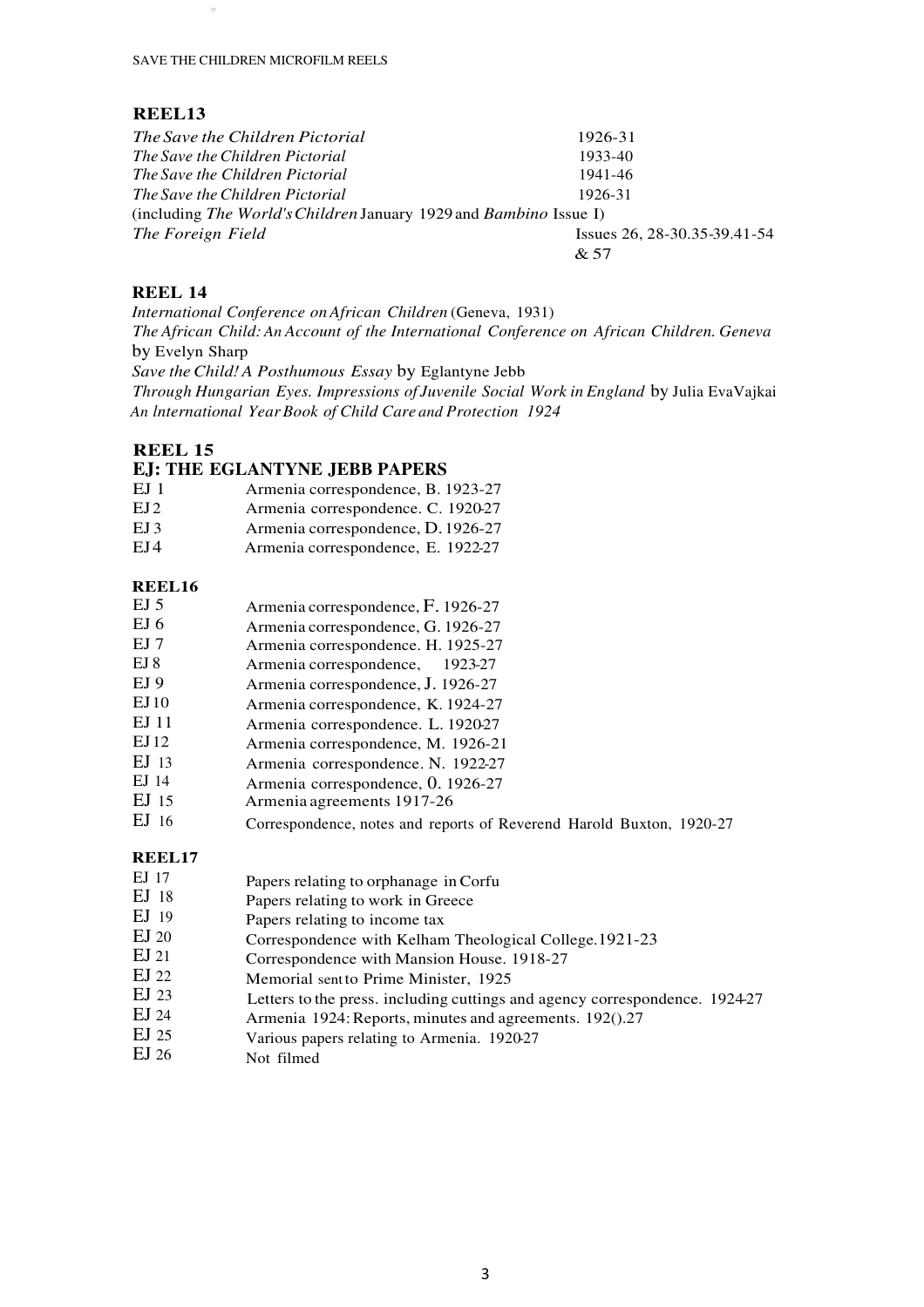## REEL13

| | |
|---|---|
| *The Save the Children Pictorial* | 1926-31 |
| *The Save the Children Pictorial* | 1933-40 |
| *The Save the Children Pictorial* | 1941-46 |
| *The Save the Children Pictorial* | 1926-31 |
| (including *The World's Children* January 1929 and *Bambino* Issue I) | |
| *The Foreign Field* | Issues 26, 28-30.35-39.41-54 & 57 |

## REEL 14

*International Conference on African Children* (Geneva, 1931)

*The African Child: An Account of the International Conference on African Children. Geneva* by Evelyn Sharp

*Save the Child! A Posthumous Essay* by Eglantyne Jebb

*Through Hungarian Eyes. Impressions of Juvenile Social Work in England* by Julia EvaVajkai

*An lnternational Year Book of Child Care and Protection 1924*

## REEL 15

### EJ: THE EGLANTYNE JEBB PAPERS

| | |
|---|---|
| EJ 1 | Armenia correspondence, B. 1923-27 |
| EJ 2 | Armenia correspondence. C. 1920-27 |
| EJ 3 | Armenia correspondence, D. 1926-27 |
| EJ 4 | Armenia correspondence, E. 1922-27 |

## REEL16

| | |
|---|---|
| EJ 5 | Armenia correspondence, F. 1926-27 |
| EJ 6 | Armenia correspondence, G. 1926-27 |
| EJ 7 | Armenia correspondence. H. 1925-27 |
| EJ 8 | Armenia correspondence, 1923-27 |
| EJ 9 | Armenia correspondence, J. 1926-27 |
| EJ 10 | Armenia correspondence, K. 1924-27 |
| EJ 11 | Armenia correspondence. L. 1920-27 |
| EJ 12 | Armenia correspondence, M. 1926-21 |
| EJ 13 | Armenia correspondence. N. 1922-27 |
| EJ 14 | Armenia correspondence, 0. 1926-27 |
| EJ 15 | Armenia agreements 1917-26 |
| EJ 16 | Correspondence, notes and reports of Reverend Harold Buxton, 1920-27 |

## REEL17

| | |
|---|---|
| EJ 17 | Papers relating to orphanage in Corfu |
| EJ 18 | Papers relating to work in Greece |
| EJ 19 | Papers relating to income tax |
| EJ 20 | Correspondence with Kelham Theological College.1921-23 |
| EJ 21 | Correspondence with Mansion House. 1918-27 |
| EJ 22 | Memorial sent to Prime Minister, 1925 |
| EJ 23 | Letters to the press. including cuttings and agency correspondence. 1924-27 |
| EJ 24 | Armenia 1924: Reports, minutes and agreements. 192().27 |
| EJ 25 | Various papers relating to Armenia. 1920-27 |
| EJ 26 | Not filmed |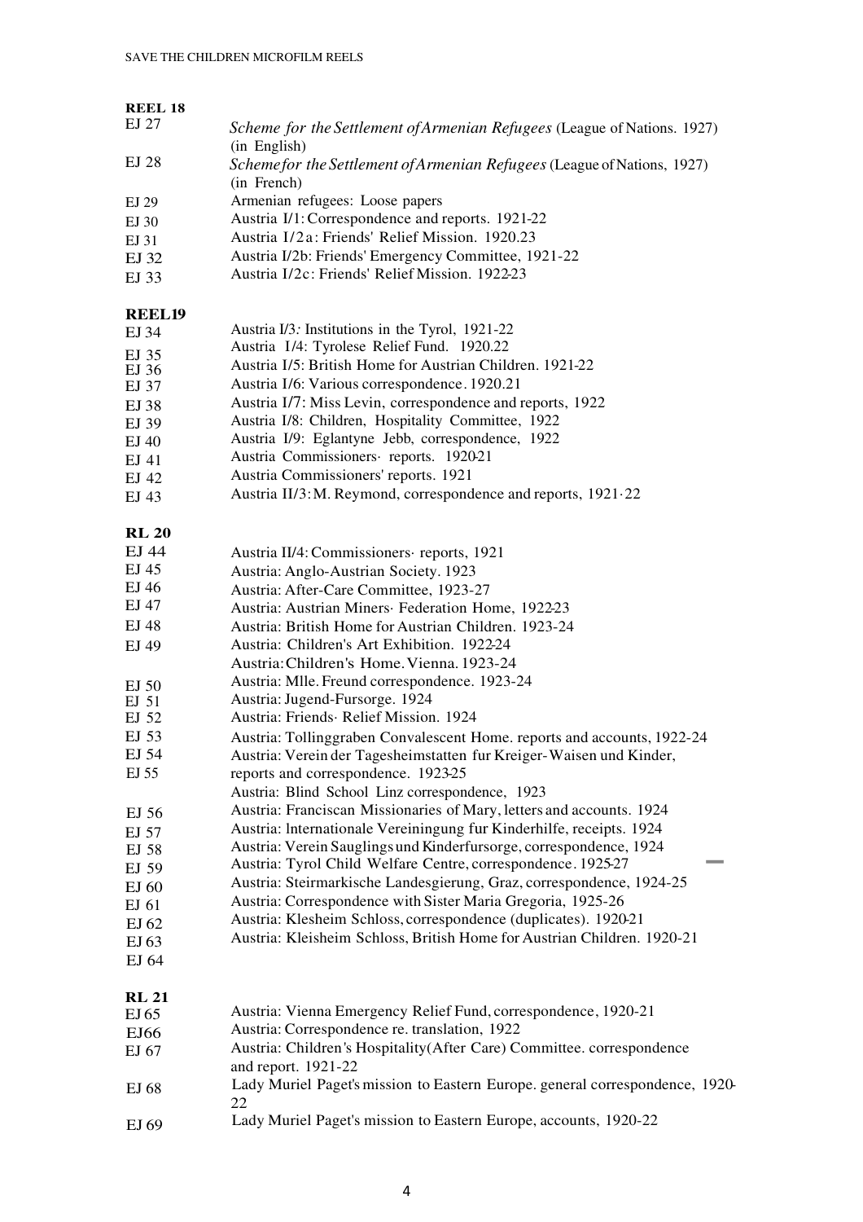**REEL 18**

| | |
|---|---|
| EJ 27 | *Scheme for the Settlement of Armenian Refugees* (League of Nations. 1927) (in English) |
| EJ 28 | *Scheme for the Settlement of Armenian Refugees* (League of Nations, 1927) (in French) |
| EJ 29 | Armenian refugees: Loose papers |
| EJ 30 | Austria I/1: Correspondence and reports. 1921-22 |
| EJ 31 | Austria I/2a: Friends' Relief Mission. 1920.23 |
| EJ 32 | Austria I/2b: Friends' Emergency Committee, 1921-22 |
| EJ 33 | Austria I/2c: Friends' Relief Mission. 1922-23 |

**REEL19**

| | |
|---|---|
| EJ 34 | Austria I/3: Institutions in the Tyrol, 1921-22 |
| EJ 35 | Austria I/4: Tyrolese Relief Fund. 1920.22 |
| EJ 36 | Austria I/5: British Home for Austrian Children. 1921-22 |
| EJ 37 | Austria I/6: Various correspondence. 1920.21 |
| EJ 38 | Austria I/7: Miss Levin, correspondence and reports, 1922 |
| EJ 39 | Austria I/8: Children, Hospitality Committee, 1922 |
| EJ 40 | Austria I/9: Eglantyne Jebb, correspondence, 1922 |
| EJ 41 | Austria Commissioners· reports. 1920-21 |
| EJ 42 | Austria Commissioners' reports. 1921 |
| EJ 43 | Austria II/3: M. Reymond, correspondence and reports, 1921·22 |

**RL 20**

| | |
|---|---|
| EJ 44 | Austria II/4: Commissioners· reports, 1921 |
| EJ 45 | Austria: Anglo-Austrian Society. 1923 |
| EJ 46 | Austria: After-Care Committee, 1923-27 |
| EJ 47 | Austria: Austrian Miners· Federation Home, 1922-23 |
| EJ 48 | Austria: British Home for Austrian Children. 1923-24 |
| EJ 49 | Austria: Children's Art Exhibition. 1922-24 |
| EJ 50 | Austria: Children's Home. Vienna. 1923-24 |
| EJ 51 | Austria: Mlle. Freund correspondence. 1923-24 |
| EJ 52 | Austria: Jugend-Fursorge. 1924 |
| EJ 53 | Austria: Friends· Relief Mission. 1924 |
| EJ 54 | Austria: Tollinggraben Convalescent Home. reports and accounts, 1922-24 |
| EJ 55 | Austria: Verein der Tagesheimstatten fur Kreiger-Waisen und Kinder, reports and correspondence. 1923-25 |
| EJ 56 | Austria: Blind School Linz correspondence, 1923 |
| EJ 57 | Austria: Franciscan Missionaries of Mary, letters and accounts. 1924 |
| EJ 58 | Austria: lnternationale Vereiningung fur Kinderhilfe, receipts. 1924 |
| EJ 59 | Austria: Verein Sauglings und Kinderfursorge, correspondence, 1924 |
| EJ 60 | Austria: Tyrol Child Welfare Centre, correspondence. 1925-27 |
| EJ 61 | Austria: Steirmarkische Landesgierung, Graz, correspondence, 1924-25 |
| EJ 62 | Austria: Correspondence with Sister Maria Gregoria, 1925-26 |
| EJ 63 | Austria: Klesheim Schloss, correspondence (duplicates). 1920-21 |
| EJ 64 | Austria: Kleisheim Schloss, British Home for Austrian Children. 1920-21 |

**RL 21**

| | |
|---|---|
| EJ 65 | Austria: Vienna Emergency Relief Fund, correspondence, 1920-21 |
| EJ66 | Austria: Correspondence re. translation, 1922 |
| EJ 67 | Austria: Children's Hospitality(After Care) Committee. correspondence and report. 1921-22 |
| EJ 68 | Lady Muriel Paget's mission to Eastern Europe. general correspondence, 1920-22 |
| EJ 69 | Lady Muriel Paget's mission to Eastern Europe, accounts, 1920-22 |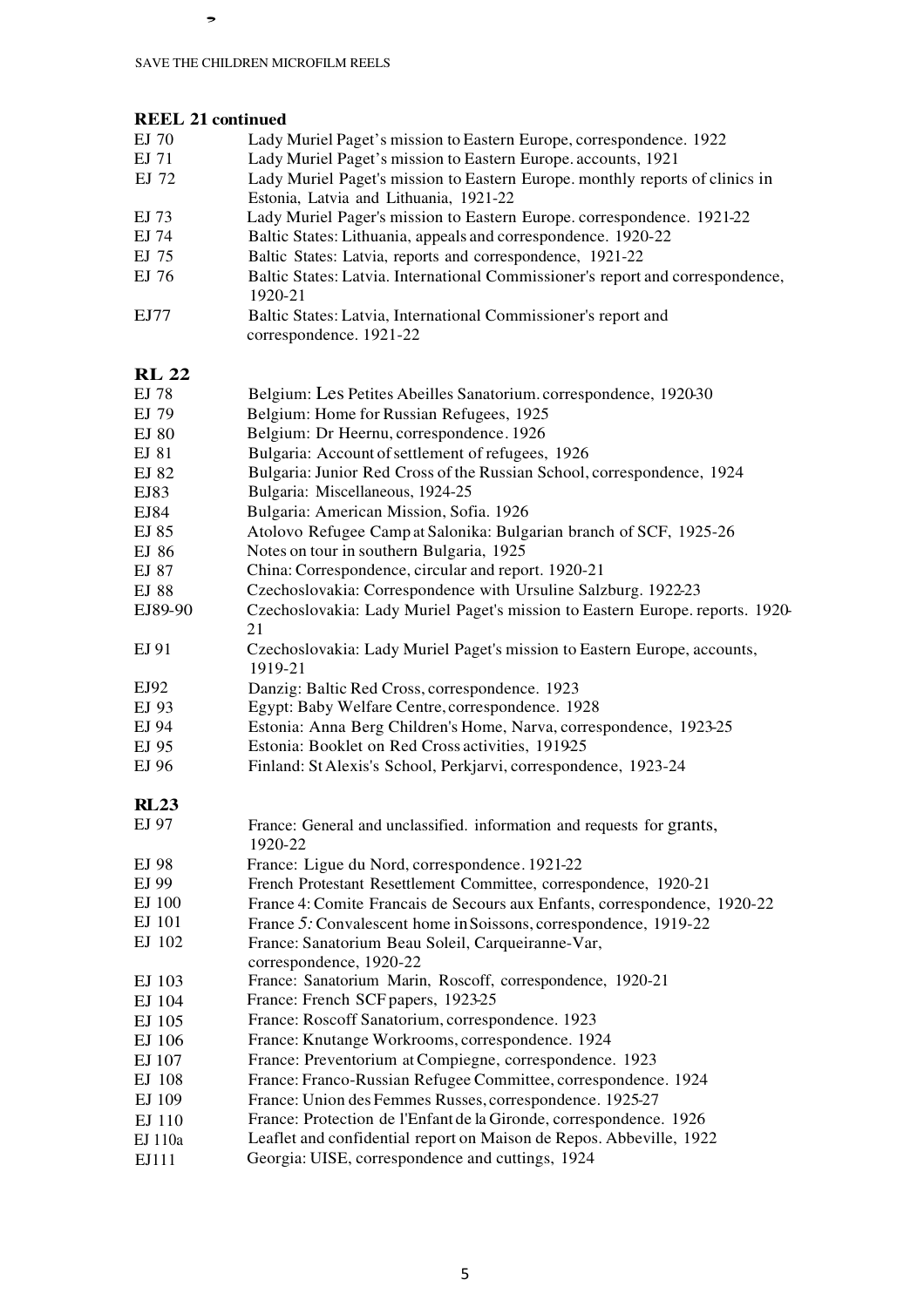### REEL 21 continued

| | |
|---|---|
| EJ 70 | Lady Muriel Paget's mission to Eastern Europe, correspondence. 1922 |
| EJ 71 | Lady Muriel Paget's mission to Eastern Europe. accounts, 1921 |
| EJ 72 | Lady Muriel Paget's mission to Eastern Europe. monthly reports of clinics in Estonia, Latvia and Lithuania, 1921-22 |
| EJ 73 | Lady Muriel Pager's mission to Eastern Europe. correspondence. 1921-22 |
| EJ 74 | Baltic States: Lithuania, appeals and correspondence. 1920-22 |
| EJ 75 | Baltic States: Latvia, reports and correspondence, 1921-22 |
| EJ 76 | Baltic States: Latvia. International Commissioner's report and correspondence, 1920-21 |
| EJ77 | Baltic States: Latvia, International Commissioner's report and correspondence. 1921-22 |

### RL 22

| | |
|---|---|
| EJ 78 | Belgium: Les Petites Abeilles Sanatorium. correspondence, 1920-30 |
| EJ 79 | Belgium: Home for Russian Refugees, 1925 |
| EJ 80 | Belgium: Dr Heernu, correspondence. 1926 |
| EJ 81 | Bulgaria: Account of settlement of refugees, 1926 |
| EJ 82 | Bulgaria: Junior Red Cross of the Russian School, correspondence, 1924 |
| EJ83 | Bulgaria: Miscellaneous, 1924-25 |
| EJ84 | Bulgaria: American Mission, Sofia. 1926 |
| EJ 85 | Atolovo Refugee Camp at Salonika: Bulgarian branch of SCF, 1925-26 |
| EJ 86 | Notes on tour in southern Bulgaria, 1925 |
| EJ 87 | China: Correspondence, circular and report. 1920-21 |
| EJ 88 | Czechoslovakia: Correspondence with Ursuline Salzburg. 1922-23 |
| EJ89-90 | Czechoslovakia: Lady Muriel Paget's mission to Eastern Europe. reports. 1920-21 |
| EJ 91 | Czechoslovakia: Lady Muriel Paget's mission to Eastern Europe, accounts, 1919-21 |
| EJ92 | Danzig: Baltic Red Cross, correspondence. 1923 |
| EJ 93 | Egypt: Baby Welfare Centre, correspondence. 1928 |
| EJ 94 | Estonia: Anna Berg Children's Home, Narva, correspondence, 1923-25 |
| EJ 95 | Estonia: Booklet on Red Cross activities, 1919-25 |
| EJ 96 | Finland: St Alexis's School, Perkjarvi, correspondence, 1923-24 |

### RL23

| | |
|---|---|
| EJ 97 | France: General and unclassified. information and requests for grants, 1920-22 |
| EJ 98 | France: Ligue du Nord, correspondence. 1921-22 |
| EJ 99 | French Protestant Resettlement Committee, correspondence, 1920-21 |
| EJ 100 | France 4: Comite Francais de Secours aux Enfants, correspondence, 1920-22 |
| EJ 101 | France *5:* Convalescent home in Soissons, correspondence, 1919-22 |
| EJ 102 | France: Sanatorium Beau Soleil, Carqueiranne-Var, correspondence, 1920-22 |
| EJ 103 | France: Sanatorium Marin, Roscoff, correspondence, 1920-21 |
| EJ 104 | France: French SCF papers, 1923-25 |
| EJ 105 | France: Roscoff Sanatorium, correspondence. 1923 |
| EJ 106 | France: Knutange Workrooms, correspondence. 1924 |
| EJ 107 | France: Preventorium at Compiegne, correspondence. 1923 |
| EJ 108 | France: Franco-Russian Refugee Committee, correspondence. 1924 |
| EJ 109 | France: Union des Femmes Russes, correspondence. 1925-27 |
| EJ 110 | France: Protection de l'Enfant de la Gironde, correspondence. 1926 |
| EJ 110a | Leaflet and confidential report on Maison de Repos. Abbeville, 1922 |
| EJ111 | Georgia: UISE, correspondence and cuttings, 1924 |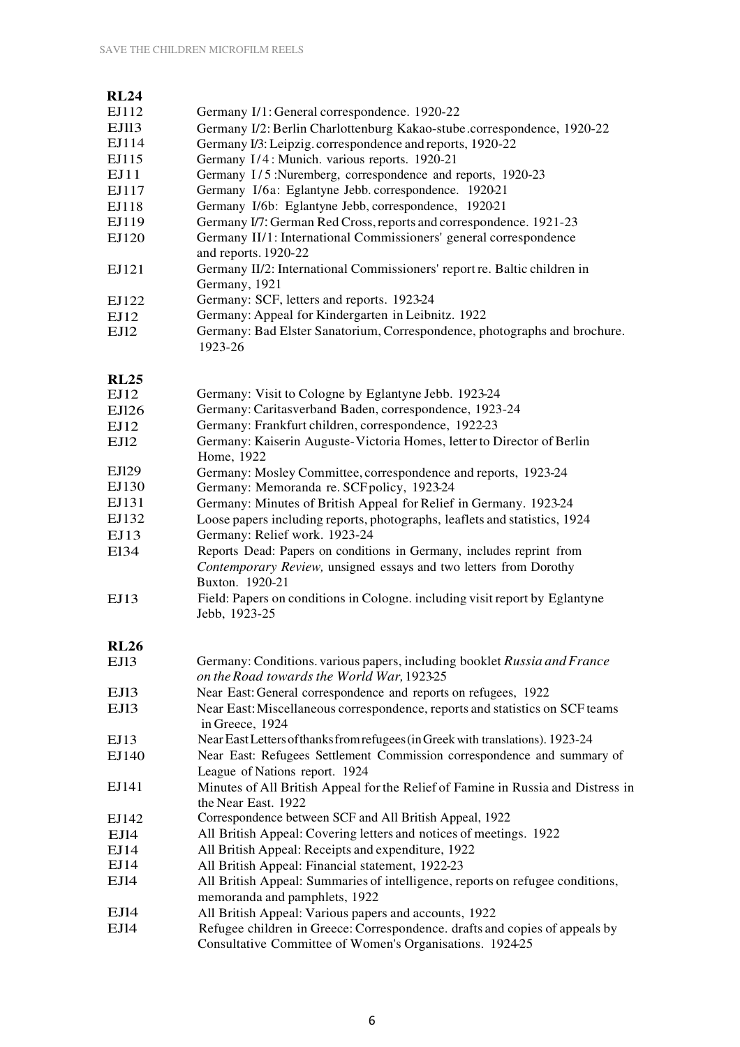**RL24**

| | |
|---|---|
| EJ112 | Germany I/1: General correspondence. 1920-22 |
| EJl13 | Germany I/2: Berlin Charlottenburg Kakao-stube .correspondence, 1920-22 |
| EJ114 | Germany I/3: Leipzig. correspondence and reports, 1920-22 |
| EJ115 | Germany I/4 : Munich. various reports. 1920-21 |
| EJ11 | Germany I / 5 :Nuremberg, correspondence and reports, 1920-23 |
| EJ117 | Germany I/6a: Eglantyne Jebb. correspondence. 1920-21 |
| EJ118 | Germany I/6b: Eglantyne Jebb, correspondence, 1920-21 |
| EJ119 | Germany I/7: German Red Cross, reports and correspondence. 1921-23 |
| EJ120 | Germany II/1: International Commissioners' general correspondence and reports. 1920-22 |
| EJ121 | Germany II/2: International Commissioners' report re. Baltic children in Germany, 1921 |
| EJ122 | Germany: SCF, letters and reports. 1923-24 |
| EJ12 | Germany: Appeal for Kindergarten in Leibnitz. 1922 |
| EJl2 | Germany: Bad Elster Sanatorium, Correspondence, photographs and brochure. 1923-26 |

**RL25**

| | |
|---|---|
| EJ12 | Germany: Visit to Cologne by Eglantyne Jebb. 1923-24 |
| EJl26 | Germany: Caritasverband Baden, correspondence, 1923-24 |
| EJ12 | Germany: Frankfurt children, correspondence, 1922-23 |
| EJl2 | Germany: Kaiserin Auguste-Victoria Homes, letter to Director of Berlin Home, 1922 |
| EJl29 | Germany: Mosley Committee, correspondence and reports, 1923-24 |
| EJ130 | Germany: Memoranda re. SCF policy, 1923-24 |
| EJ131 | Germany: Minutes of British Appeal for Relief in Germany. 1923-24 |
| EJ132 | Loose papers including reports, photographs, leaflets and statistics, 1924 |
| EJ13 | Germany: Relief work. 1923-24 |
| El34 | Reports Dead: Papers on conditions in Germany, includes reprint from *Contemporary Review,* unsigned essays and two letters from Dorothy Buxton. 1920-21 |
| EJ13 | Field: Papers on conditions in Cologne. including visit report by Eglantyne Jebb, 1923-25 |

**RL26**

| | |
|---|---|
| EJl3 | Germany: Conditions. various papers, including booklet *Russia and France on the Road towards the World War,* 1923-25 |
| EJl3 | Near East: General correspondence and reports on refugees, 1922 |
| EJl3 | Near East: Miscellaneous correspondence, reports and statistics on SCF teams in Greece, 1924 |
| EJ13 | Near East Letters of thanks from refugees (in Greek with translations). 1923-24 |
| EJ140 | Near East: Refugees Settlement Commission correspondence and summary of League of Nations report. 1924 |
| EJ141 | Minutes of All British Appeal for the Relief of Famine in Russia and Distress in the Near East. 1922 |
| EJ142 | Correspondence between SCF and All British Appeal, 1922 |
| EJl4 | All British Appeal: Covering letters and notices of meetings. 1922 |
| EJ14 | All British Appeal: Receipts and expenditure, 1922 |
| EJ14 | All British Appeal: Financial statement, 1922-23 |
| EJl4 | All British Appeal: Summaries of intelligence, reports on refugee conditions, memoranda and pamphlets, 1922 |
| EJl4 | All British Appeal: Various papers and accounts, 1922 |
| EJl4 | Refugee children in Greece: Correspondence. drafts and copies of appeals by Consultative Committee of Women's Organisations. 1924-25 |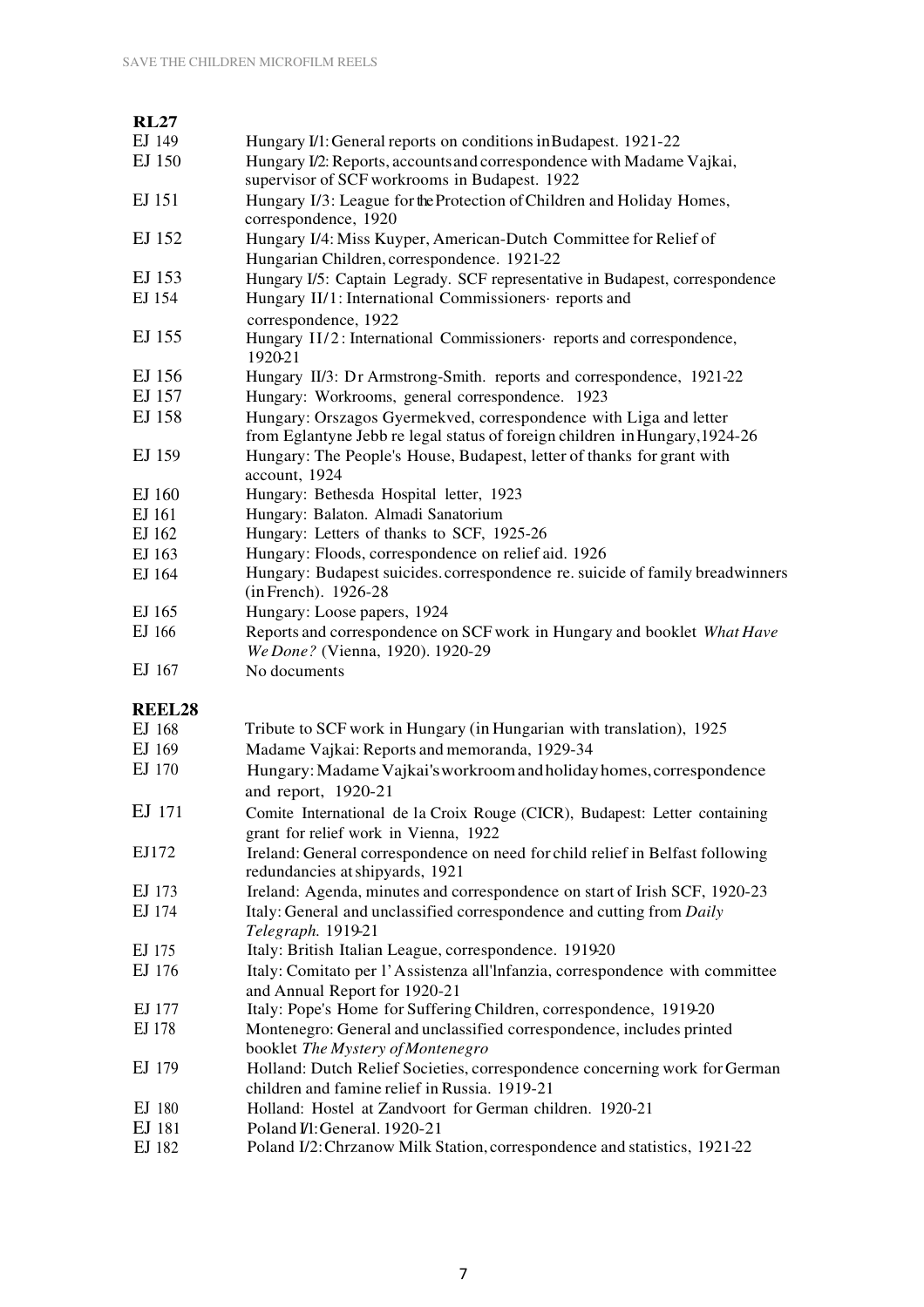**RL27**

| | |
|---|---|
| EJ 149 | Hungary I/1: General reports on conditions in Budapest. 1921-22 |
| EJ 150 | Hungary I/2: Reports, accounts and correspondence with Madame Vajkai, supervisor of SCF workrooms in Budapest. 1922 |
| EJ 151 | Hungary I/3: League for the Protection of Children and Holiday Homes, correspondence, 1920 |
| EJ 152 | Hungary I/4: Miss Kuyper, American-Dutch Committee for Relief of Hungarian Children, correspondence. 1921-22 |
| EJ 153 | Hungary I/5: Captain Legrady. SCF representative in Budapest, correspondence |
| EJ 154 | Hungary II/1: International Commissioners· reports and correspondence, 1922 |
| EJ 155 | Hungary II/2: International Commissioners· reports and correspondence, 1920-21 |
| EJ 156 | Hungary II/3: Dr Armstrong-Smith. reports and correspondence, 1921-22 |
| EJ 157 | Hungary: Workrooms, general correspondence. 1923 |
| EJ 158 | Hungary: Orszagos Gyermekved, correspondence with Liga and letter from Eglantyne Jebb re legal status of foreign children in Hungary, 1924-26 |
| EJ 159 | Hungary: The People's House, Budapest, letter of thanks for grant with account, 1924 |
| EJ 160 | Hungary: Bethesda Hospital letter, 1923 |
| EJ 161 | Hungary: Balaton. Almadi Sanatorium |
| EJ 162 | Hungary: Letters of thanks to SCF, 1925-26 |
| EJ 163 | Hungary: Floods, correspondence on relief aid. 1926 |
| EJ 164 | Hungary: Budapest suicides. correspondence re. suicide of family breadwinners (in French). 1926-28 |
| EJ 165 | Hungary: Loose papers, 1924 |
| EJ 166 | Reports and correspondence on SCF work in Hungary and booklet *What Have We Done?* (Vienna, 1920). 1920-29 |
| EJ 167 | No documents |

**REEL28**

| | |
|---|---|
| EJ 168 | Tribute to SCF work in Hungary (in Hungarian with translation), 1925 |
| EJ 169 | Madame Vajkai: Reports and memoranda, 1929-34 |
| EJ 170 | Hungary: Madame Vajkai's workroom and holiday homes, correspondence and report, 1920-21 |
| EJ 171 | Comite International de la Croix Rouge (CICR), Budapest: Letter containing grant for relief work in Vienna, 1922 |
| EJ172 | Ireland: General correspondence on need for child relief in Belfast following redundancies at shipyards, 1921 |
| EJ 173 | Ireland: Agenda, minutes and correspondence on start of Irish SCF, 1920-23 |
| EJ 174 | Italy: General and unclassified correspondence and cutting from *Daily Telegraph.* 1919-21 |
| EJ 175 | Italy: British Italian League, correspondence. 1919-20 |
| EJ 176 | Italy: Comitato per l'Assistenza all'lnfanzia, correspondence with committee and Annual Report for 1920-21 |
| EJ 177 | Italy: Pope's Home for Suffering Children, correspondence, 1919-20 |
| EJ 178 | Montenegro: General and unclassified correspondence, includes printed booklet *The Mystery of Montenegro* |
| EJ 179 | Holland: Dutch Relief Societies, correspondence concerning work for German children and famine relief in Russia. 1919-21 |
| EJ 180 | Holland: Hostel at Zandvoort for German children. 1920-21 |
| EJ 181 | Poland I/1: General. 1920-21 |
| EJ 182 | Poland I/2: Chrzanow Milk Station, correspondence and statistics, 1921-22 |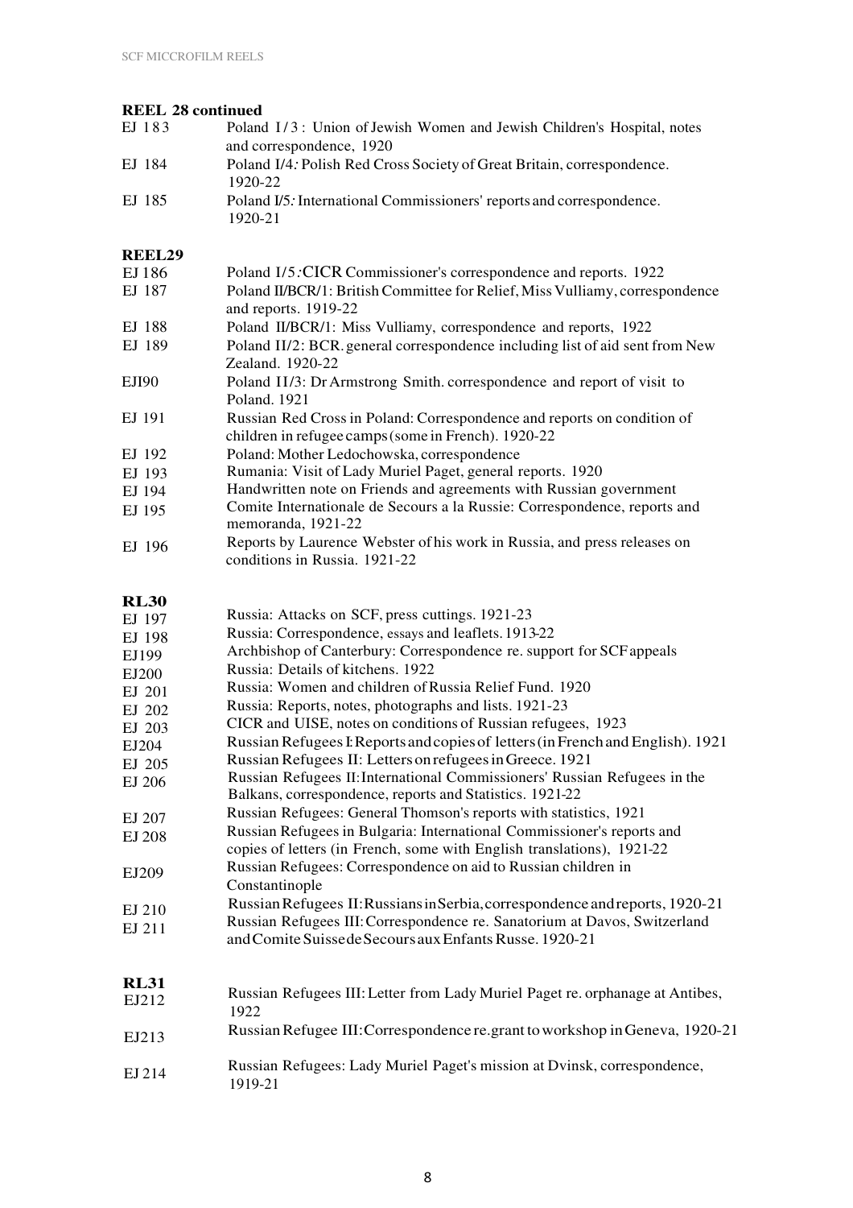**REEL 28 continued**

| | |
|---|---|
| EJ 183 | Poland I/3: Union of Jewish Women and Jewish Children's Hospital, notes and correspondence, 1920 |
| EJ 184 | Poland I/4: Polish Red Cross Society of Great Britain, correspondence. 1920-22 |
| EJ 185 | Poland I/5: International Commissioners' reports and correspondence. 1920-21 |

**REEL29**

| | |
|---|---|
| EJ 186 | Poland I/5: CICR Commissioner's correspondence and reports. 1922 |
| EJ 187 | Poland II/BCR/1: British Committee for Relief, Miss Vulliamy, correspondence and reports. 1919-22 |
| EJ 188 | Poland II/BCR/1: Miss Vulliamy, correspondence and reports, 1922 |
| EJ 189 | Poland II/2: BCR. general correspondence including list of aid sent from New Zealand. 1920-22 |
| EJI90 | Poland II/3: Dr Armstrong Smith. correspondence and report of visit to Poland. 1921 |
| EJ 191 | Russian Red Cross in Poland: Correspondence and reports on condition of children in refugee camps (some in French). 1920-22 |
| EJ 192 | Poland: Mother Ledochowska, correspondence |
| EJ 193 | Rumania: Visit of Lady Muriel Paget, general reports. 1920 |
| EJ 194 | Handwritten note on Friends and agreements with Russian government |
| EJ 195 | Comite Internationale de Secours a la Russie: Correspondence, reports and memoranda, 1921-22 |
| EJ 196 | Reports by Laurence Webster of his work in Russia, and press releases on conditions in Russia. 1921-22 |

**RL30**

| | |
|---|---|
| EJ 197 | Russia: Attacks on SCF, press cuttings. 1921-23 |
| EJ 198 | Russia: Correspondence, essays and leaflets. 1913-22 |
| EJ199 | Archbishop of Canterbury: Correspondence re. support for SCF appeals |
| EJ200 | Russia: Details of kitchens. 1922 |
| EJ 201 | Russia: Women and children of Russia Relief Fund. 1920 |
| EJ 202 | Russia: Reports, notes, photographs and lists. 1921-23 |
| EJ 203 | CICR and UISE, notes on conditions of Russian refugees, 1923 |
| EJ204 | Russian Refugees I: Reports and copies of letters (in French and English). 1921 |
| EJ 205 | Russian Refugees II: Letters on refugees in Greece. 1921 |
| EJ 206 | Russian Refugees II: International Commissioners' Russian Refugees in the Balkans, correspondence, reports and Statistics. 1921-22 |
| EJ 207 | Russian Refugees: General Thomson's reports with statistics, 1921 |
| EJ 208 | Russian Refugees in Bulgaria: International Commissioner's reports and copies of letters (in French, some with English translations), 1921-22 |
| EJ209 | Russian Refugees: Correspondence on aid to Russian children in Constantinople |
| EJ 210 | Russian Refugees II: Russians in Serbia, correspondence and reports, 1920-21 |
| EJ 211 | Russian Refugees III: Correspondence re. Sanatorium at Davos, Switzerland and Comite Suisse de Secours aux Enfants Russe. 1920-21 |

**RL31**

| | |
|---|---|
| EJ212 | Russian Refugees III: Letter from Lady Muriel Paget re. orphanage at Antibes, 1922 |
| EJ213 | Russian Refugee III: Correspondence re. grant to workshop in Geneva, 1920-21 |
| EJ 214 | Russian Refugees: Lady Muriel Paget's mission at Dvinsk, correspondence, 1919-21 |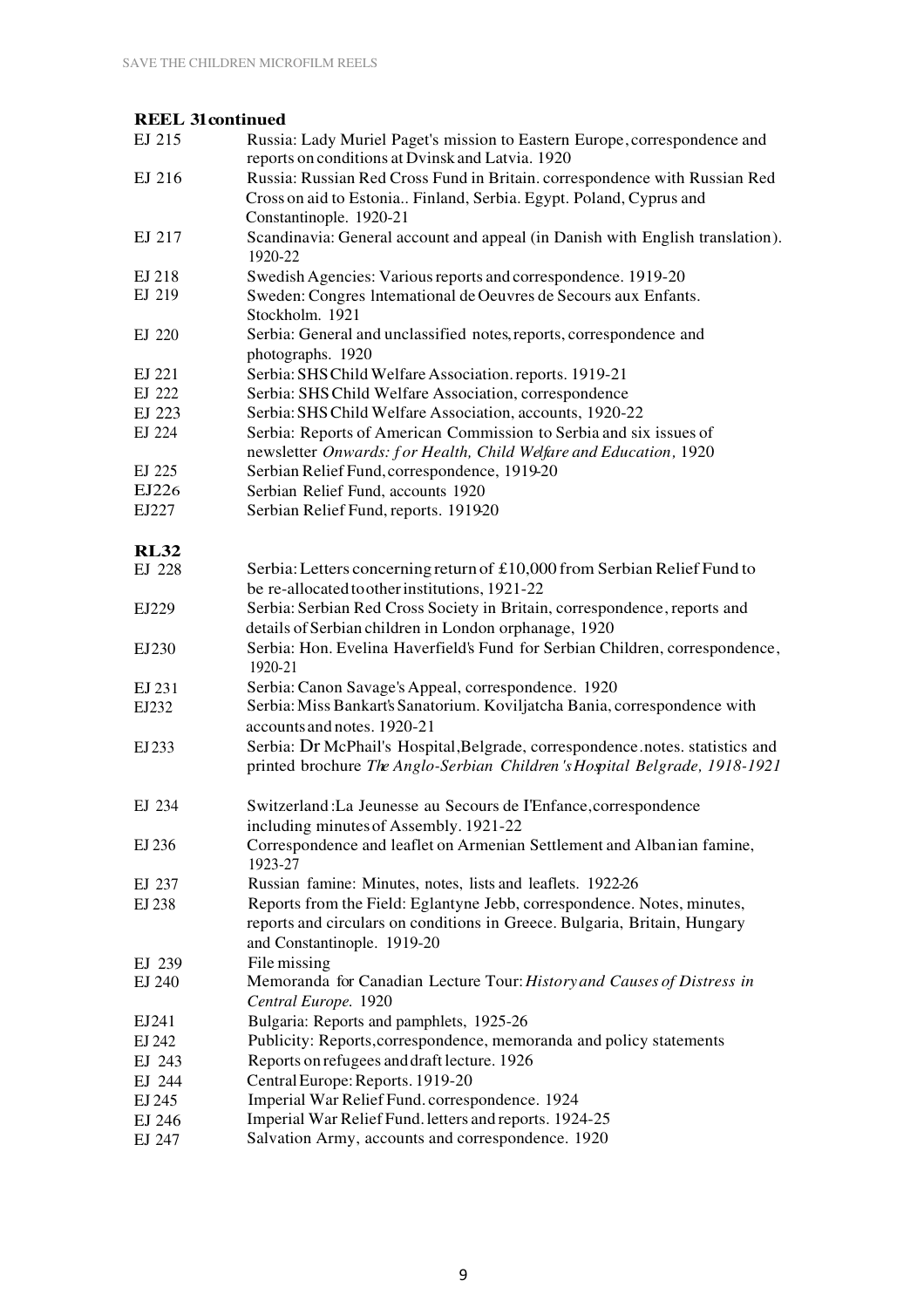**REEL 31continued**

| | |
|---|---|
| EJ 215 | Russia: Lady Muriel Paget's mission to Eastern Europe, correspondence and reports on conditions at Dvinsk and Latvia. 1920 |
| EJ 216 | Russia: Russian Red Cross Fund in Britain. correspondence with Russian Red Cross on aid to Estonia.. Finland, Serbia. Egypt. Poland, Cyprus and Constantinople. 1920-21 |
| EJ 217 | Scandinavia: General account and appeal (in Danish with English translation). 1920-22 |
| EJ 218 | Swedish Agencies: Various reports and correspondence. 1919-20 |
| EJ 219 | Sweden: Congres lnternational de Oeuvres de Secours aux Enfants. Stockholm. 1921 |
| EJ 220 | Serbia: General and unclassified notes, reports, correspondence and photographs. 1920 |
| EJ 221 | Serbia: SHS Child Welfare Association. reports. 1919-21 |
| EJ 222 | Serbia: SHS Child Welfare Association, correspondence |
| EJ 223 | Serbia: SHS Child Welfare Association, accounts, 1920-22 |
| EJ 224 | Serbia: Reports of American Commission to Serbia and six issues of newsletter *Onwards: for Health, Child Welfare and Education,* 1920 |
| EJ 225 | Serbian Relief Fund, correspondence, 1919-20 |
| EJ226 | Serbian Relief Fund, accounts 1920 |
| EJ227 | Serbian Relief Fund, reports. 1919-20 |

**RL32**

| | |
|---|---|
| EJ 228 | Serbia: Letters concerning return of £10,000 from Serbian Relief Fund to be re-allocated to other institutions, 1921-22 |
| EJ229 | Serbia: Serbian Red Cross Society in Britain, correspondence, reports and details of Serbian children in London orphanage, 1920 |
| EJ230 | Serbia: Hon. Evelina Haverfield's Fund for Serbian Children, correspondence, 1920-21 |
| EJ 231 | Serbia: Canon Savage's Appeal, correspondence. 1920 |
| EJ232 | Serbia: Miss Bankart's Sanatorium. Koviljatcha Bania, correspondence with accounts and notes. 1920-21 |
| EJ 233 | Serbia: Dr McPhail's Hospital, Belgrade, correspondence. notes. statistics and printed brochure *The Anglo-Serbian Children's Hospital Belgrade, 1918-1921* |
| EJ 234 | Switzerland: La Jeunesse au Secours de I'Enfance, correspondence including minutes of Assembly. 1921-22 |
| EJ 236 | Correspondence and leaflet on Armenian Settlement and Albanian famine, 1923-27 |
| EJ 237 | Russian famine: Minutes, notes, lists and leaflets. 1922-26 |
| EJ 238 | Reports from the Field: Eglantyne Jebb, correspondence. Notes, minutes, reports and circulars on conditions in Greece. Bulgaria, Britain, Hungary and Constantinople. 1919-20 |
| EJ 239 | File missing |
| EJ 240 | Memoranda for Canadian Lecture Tour: *History and Causes of Distress in Central Europe.* 1920 |
| EJ241 | Bulgaria: Reports and pamphlets, 1925-26 |
| EJ 242 | Publicity: Reports, correspondence, memoranda and policy statements |
| EJ 243 | Reports on refugees and draft lecture. 1926 |
| EJ 244 | Central Europe: Reports. 1919-20 |
| EJ 245 | Imperial War Relief Fund. correspondence. 1924 |
| EJ 246 | Imperial War Relief Fund. letters and reports. 1924-25 |
| EJ 247 | Salvation Army, accounts and correspondence. 1920 |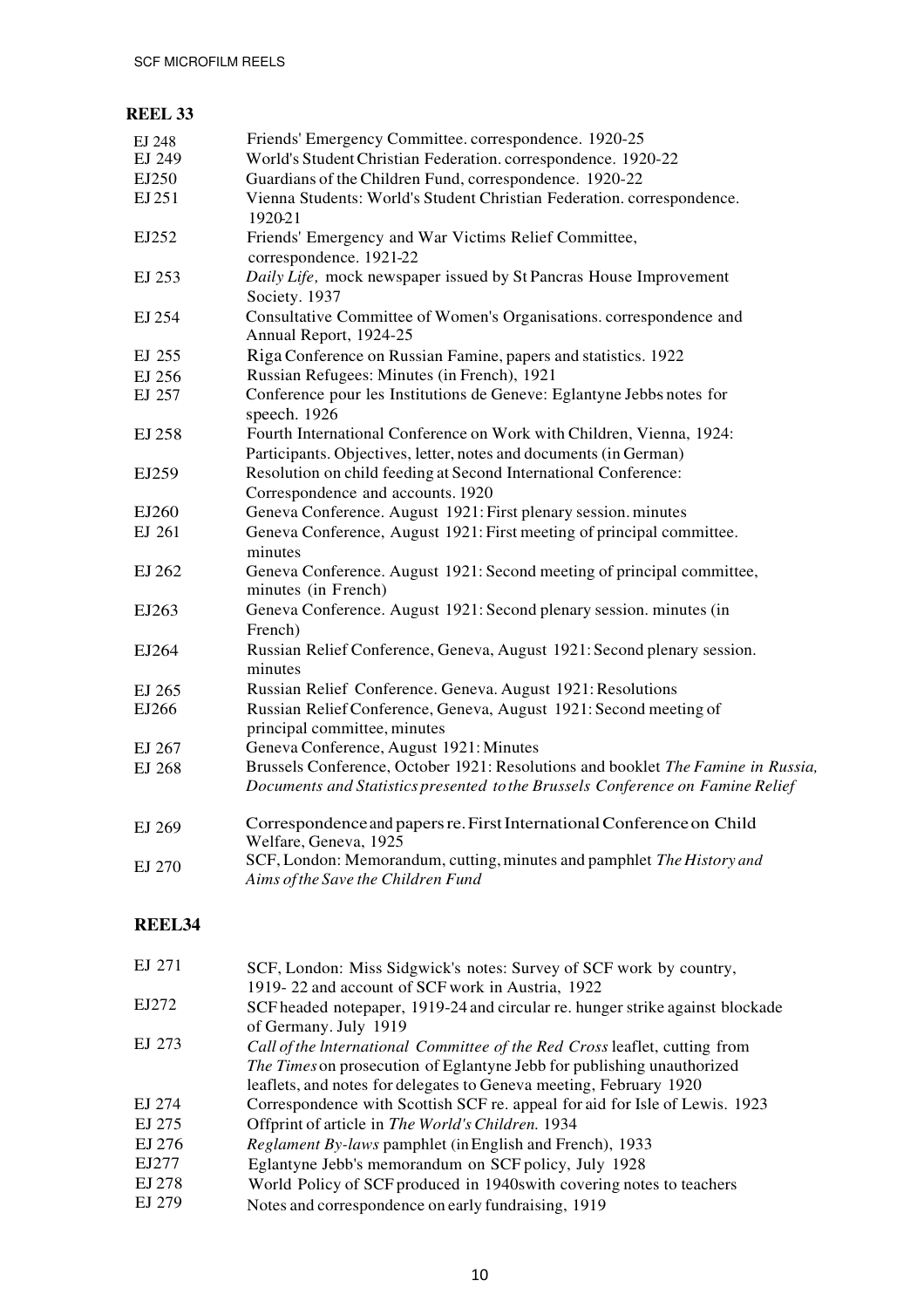## REEL 33

| | |
|---|---|
| EJ 248 | Friends' Emergency Committee. correspondence. 1920-25 |
| EJ 249 | World's Student Christian Federation. correspondence. 1920-22 |
| EJ250 | Guardians of the Children Fund, correspondence. 1920-22 |
| EJ 251 | Vienna Students: World's Student Christian Federation. correspondence. 1920-21 |
| EJ252 | Friends' Emergency and War Victims Relief Committee, correspondence. 1921-22 |
| EJ 253 | *Daily Life,* mock newspaper issued by St Pancras House Improvement Society. 1937 |
| EJ 254 | Consultative Committee of Women's Organisations. correspondence and Annual Report, 1924-25 |
| EJ 255 | Riga Conference on Russian Famine, papers and statistics. 1922 |
| EJ 256 | Russian Refugees: Minutes (in French), 1921 |
| EJ 257 | Conference pour les Institutions de Geneve: Eglantyne Jebbs notes for speech. 1926 |
| EJ 258 | Fourth International Conference on Work with Children, Vienna, 1924: Participants. Objectives, letter, notes and documents (in German) |
| EJ259 | Resolution on child feeding at Second International Conference: Correspondence and accounts. 1920 |
| EJ260 | Geneva Conference. August 1921: First plenary session. minutes |
| EJ 261 | Geneva Conference, August 1921: First meeting of principal committee. minutes |
| EJ 262 | Geneva Conference. August 1921: Second meeting of principal committee, minutes (in French) |
| EJ263 | Geneva Conference. August 1921: Second plenary session. minutes (in French) |
| EJ264 | Russian Relief Conference, Geneva, August 1921: Second plenary session. minutes |
| EJ 265 | Russian Relief Conference. Geneva. August 1921: Resolutions |
| EJ266 | Russian Relief Conference, Geneva, August 1921: Second meeting of principal committee, minutes |
| EJ 267 | Geneva Conference, August 1921: Minutes |
| EJ 268 | Brussels Conference, October 1921: Resolutions and booklet *The Famine in Russia, Documents and Statistics presented to the Brussels Conference on Famine Relief* |
| EJ 269 | Correspondence and papers re. First International Conference on Child Welfare, Geneva, 1925 |
| EJ 270 | SCF, London: Memorandum, cutting, minutes and pamphlet *The History and Aims of the Save the Children Fund* |

## REEL34

| | |
|---|---|
| EJ 271 | SCF, London: Miss Sidgwick's notes: Survey of SCF work by country, 1919- 22 and account of SCF work in Austria, 1922 |
| EJ272 | SCF headed notepaper, 1919-24 and circular re. hunger strike against blockade of Germany. July 1919 |
| EJ 273 | *Call of the International Committee of the Red Cross* leaflet, cutting from *The Times* on prosecution of Eglantyne Jebb for publishing unauthorized leaflets, and notes for delegates to Geneva meeting, February 1920 |
| EJ 274 | Correspondence with Scottish SCF re. appeal for aid for Isle of Lewis. 1923 |
| EJ 275 | Offprint of article in *The World's Children.* 1934 |
| EJ 276 | *Reglament By-laws* pamphlet (in English and French), 1933 |
| EJ277 | Eglantyne Jebb's memorandum on SCF policy, July 1928 |
| EJ 278 | World Policy of SCF produced in 1940swith covering notes to teachers |
| EJ 279 | Notes and correspondence on early fundraising, 1919 |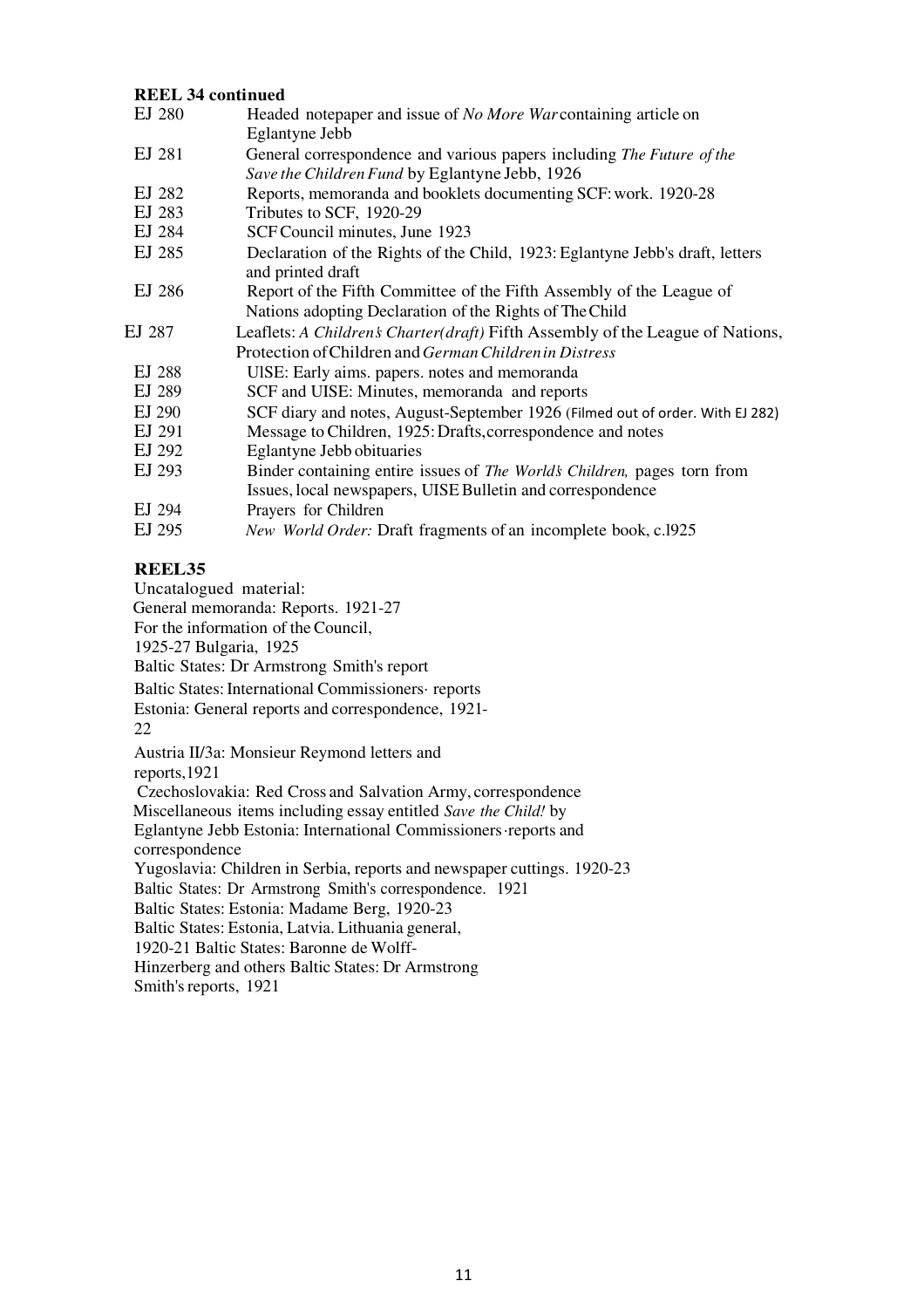**REEL 34 continued**

| | |
|---|---|
| EJ 280 | Headed notepaper and issue of *No More War* containing article on Eglantyne Jebb |
| EJ 281 | General correspondence and various papers including *The Future of the Save the Children Fund* by Eglantyne Jebb, 1926 |
| EJ 282 | Reports, memoranda and booklets documenting SCF: work. 1920-28 |
| EJ 283 | Tributes to SCF, 1920-29 |
| EJ 284 | SCF Council minutes, June 1923 |
| EJ 285 | Declaration of the Rights of the Child, 1923: Eglantyne Jebb's draft, letters and printed draft |
| EJ 286 | Report of the Fifth Committee of the Fifth Assembly of the League of Nations adopting Declaration of the Rights of The Child |
| EJ 287 | Leaflets: *A Children's Charter(draft)* Fifth Assembly of the League of Nations, Protection of Children and *German Children in Distress* |
| EJ 288 | UISE: Early aims. papers. notes and memoranda |
| EJ 289 | SCF and UISE: Minutes, memoranda and reports |
| EJ 290 | SCF diary and notes, August-September 1926 (Filmed out of order. With EJ 282) |
| EJ 291 | Message to Children, 1925: Drafts, correspondence and notes |
| EJ 292 | Eglantyne Jebb obituaries |
| EJ 293 | Binder containing entire issues of *The World's Children,* pages torn from Issues, local newspapers, UISE Bulletin and correspondence |
| EJ 294 | Prayers for Children |
| EJ 295 | *New World Order:* Draft fragments of an incomplete book, c.1925 |

**REEL35**

Uncatalogued material:
General memoranda: Reports. 1921-27
For the information of the Council,
1925-27 Bulgaria, 1925
Baltic States: Dr Armstrong Smith's report
Baltic States: International Commissioners· reports
Estonia: General reports and correspondence, 1921-22

Austria II/3a: Monsieur Reymond letters and reports,1921
Czechoslovakia: Red Cross and Salvation Army, correspondence
Miscellaneous items including essay entitled *Save the Child!* by Eglantyne Jebb Estonia: International Commissioners·reports and correspondence
Yugoslavia: Children in Serbia, reports and newspaper cuttings. 1920-23
Baltic States: Dr Armstrong Smith's correspondence. 1921
Baltic States: Estonia: Madame Berg, 1920-23
Baltic States: Estonia, Latvia. Lithuania general,
1920-21 Baltic States: Baronne de Wolff-Hinzerberg and others Baltic States: Dr Armstrong Smith's reports, 1921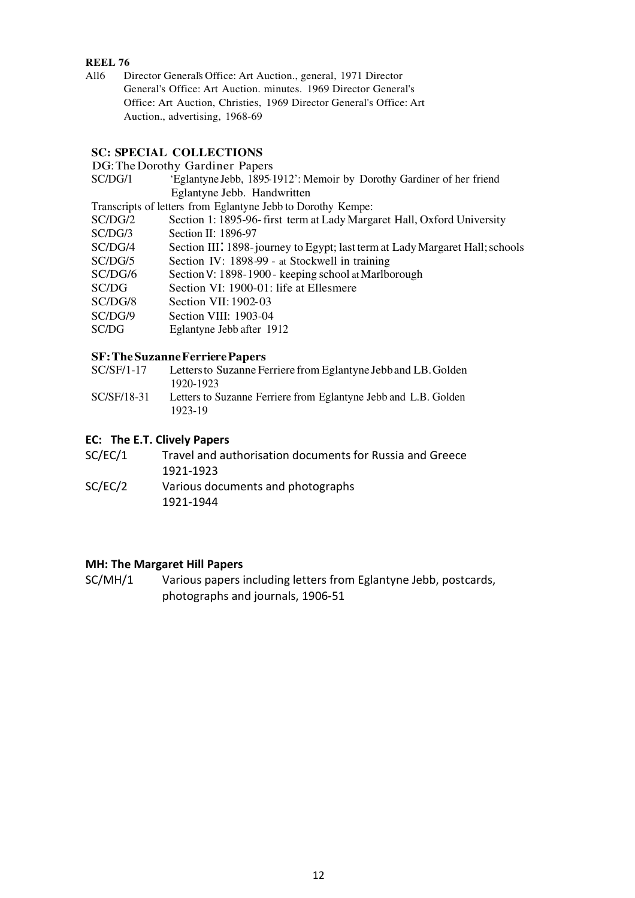**REEL 76**

All6 Director General's Office: Art Auction., general, 1971 Director General's Office: Art Auction. minutes. 1969 Director General's Office: Art Auction, Christies, 1969 Director General's Office: Art Auction., advertising, 1968-69

## SC: SPECIAL COLLECTIONS

DG: The Dorothy Gardiner Papers

| | |
|---|---|
| SC/DG/1 | 'Eglantyne Jebb, 1895-1912': Memoir by Dorothy Gardiner of her friend Eglantyne Jebb. Handwritten |

Transcripts of letters from Eglantyne Jebb to Dorothy Kempe:

| | |
|---|---|
| SC/DG/2 | Section 1: 1895-96- first term at Lady Margaret Hall, Oxford University |
| SC/DG/3 | Section II: 1896-97 |
| SC/DG/4 | Section III: 1898- journey to Egypt; last term at Lady Margaret Hall; schools |
| SC/DG/5 | Section IV: 1898-99 - at Stockwell in training |
| SC/DG/6 | Section V: 1898-1900 - keeping school at Marlborough |
| SC/DG | Section VI: 1900-01: life at Ellesmere |
| SC/DG/8 | Section VII: 1902-03 |
| SC/DG/9 | Section VIII: 1903-04 |
| SC/DG | Eglantyne Jebb after 1912 |

### SF: The Suzanne Ferriere Papers

| | |
|---|---|
| SC/SF/1-17 | Letters to Suzanne Ferriere from Eglantyne Jebb and LB. Golden 1920-1923 |
| SC/SF/18-31 | Letters to Suzanne Ferriere from Eglantyne Jebb and L.B. Golden 1923-19 |

### EC: The E.T. Clively Papers

| | |
|---|---|
| SC/EC/1 | Travel and authorisation documents for Russia and Greece 1921-1923 |
| SC/EC/2 | Various documents and photographs 1921-1944 |

### MH: The Margaret Hill Papers

| | |
|---|---|
| SC/MH/1 | Various papers including letters from Eglantyne Jebb, postcards, photographs and journals, 1906-51 |